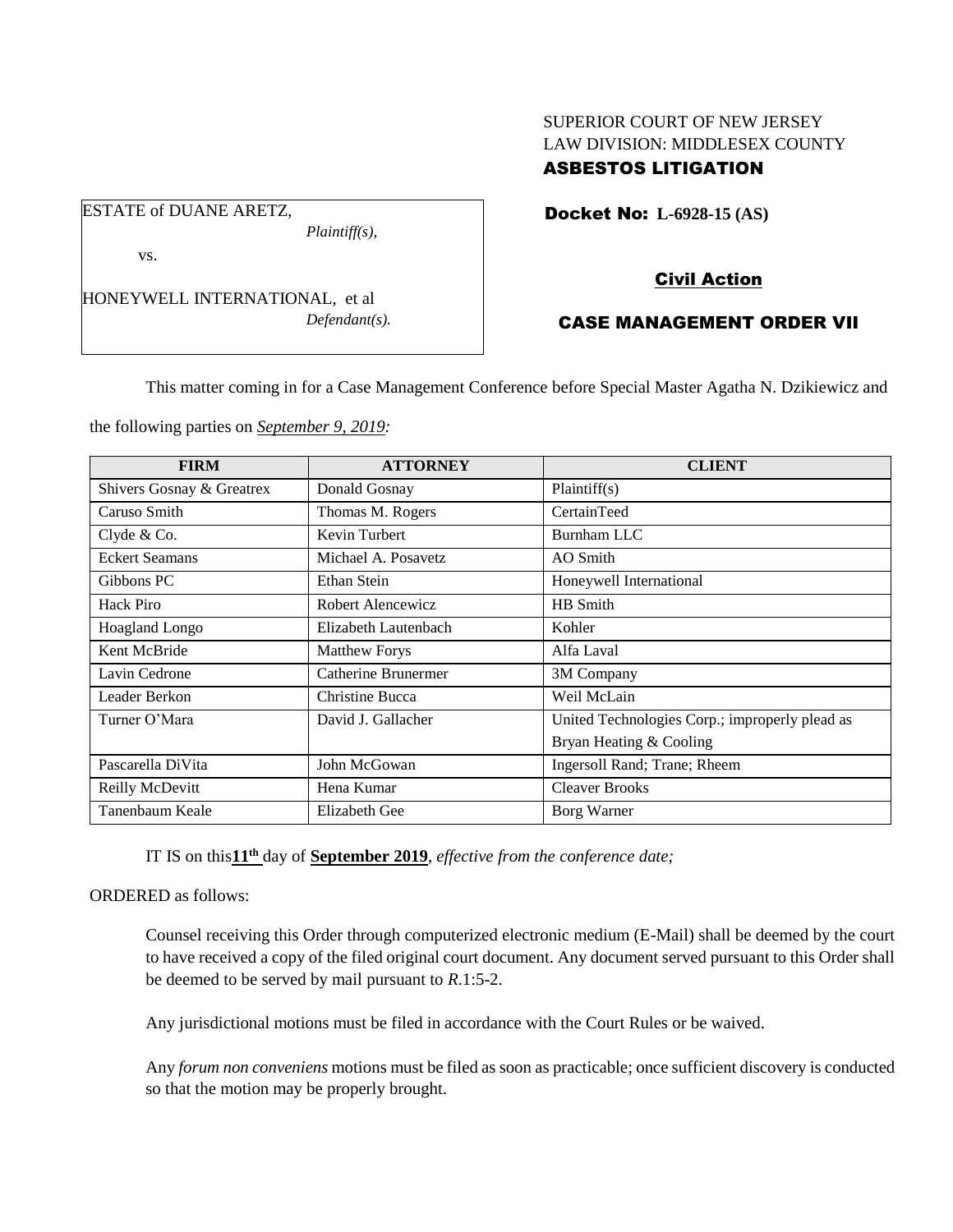SUPERIOR COURT OF NEW JERSEY
LAW DIVISION: MIDDLESEX COUNTY
**ASBESTOS LITIGATION**

ESTATE of DUANE ARETZ,
*Plaintiff(s),*

vs.

HONEYWELL INTERNATIONAL, et al
*Defendant(s).*

**Docket No: L-6928-15 (AS)**

**Civil Action**

**CASE MANAGEMENT ORDER VII**

This matter coming in for a Case Management Conference before Special Master Agatha N. Dzikiewicz and the following parties on *September 9, 2019:*

| FIRM | ATTORNEY | CLIENT |
|---|---|---|
| Shivers Gosnay & Greatrex | Donald Gosnay | Plaintiff(s) |
| Caruso Smith | Thomas M. Rogers | CertainTeed |
| Clyde & Co. | Kevin Turbert | Burnham LLC |
| Eckert Seamans | Michael A. Posavetz | AO Smith |
| Gibbons PC | Ethan Stein | Honeywell International |
| Hack Piro | Robert Alencewicz | HB Smith |
| Hoagland Longo | Elizabeth Lautenbach | Kohler |
| Kent McBride | Matthew Forys | Alfa Laval |
| Lavin Cedrone | Catherine Brunermer | 3M Company |
| Leader Berkon | Christine Bucca | Weil McLain |
| Turner O'Mara | David J. Gallacher | United Technologies Corp.; improperly plead as Bryan Heating & Cooling |
| Pascarella DiVita | John McGowan | Ingersoll Rand; Trane; Rheem |
| Reilly McDevitt | Hena Kumar | Cleaver Brooks |
| Tanenbaum Keale | Elizabeth Gee | Borg Warner |

IT IS on this **11th** day of **September 2019**, *effective from the conference date;*

ORDERED as follows:

Counsel receiving this Order through computerized electronic medium (E-Mail) shall be deemed by the court to have received a copy of the filed original court document. Any document served pursuant to this Order shall be deemed to be served by mail pursuant to *R*.1:5-2.

Any jurisdictional motions must be filed in accordance with the Court Rules or be waived.

Any *forum non conveniens* motions must be filed as soon as practicable; once sufficient discovery is conducted so that the motion may be properly brought.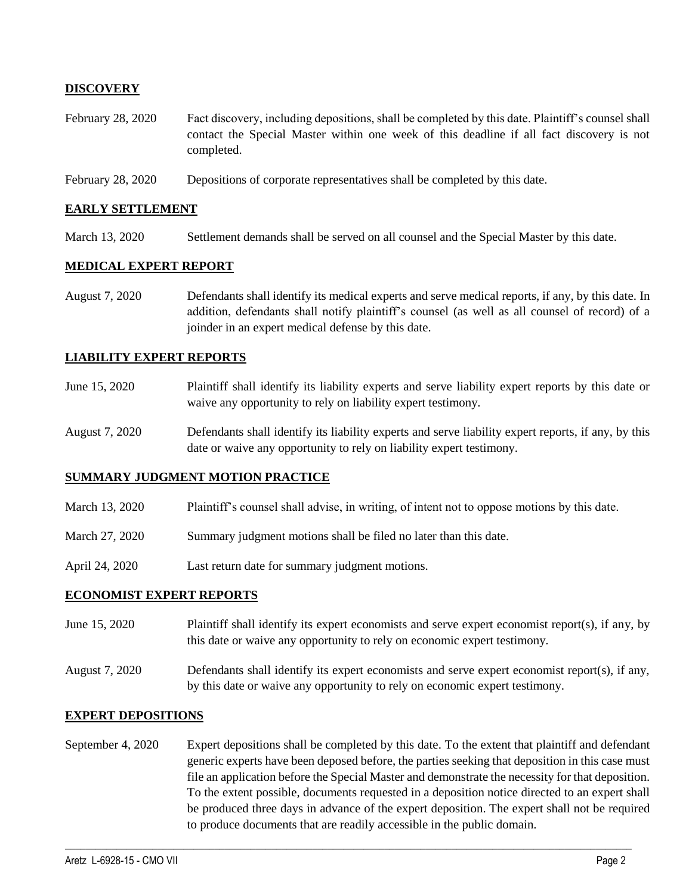## DISCOVERY

February 28, 2020 Fact discovery, including depositions, shall be completed by this date. Plaintiff's counsel shall contact the Special Master within one week of this deadline if all fact discovery is not completed.

February 28, 2020 Depositions of corporate representatives shall be completed by this date.

## EARLY SETTLEMENT

March 13, 2020 Settlement demands shall be served on all counsel and the Special Master by this date.

## MEDICAL EXPERT REPORT

August 7, 2020 Defendants shall identify its medical experts and serve medical reports, if any, by this date. In addition, defendants shall notify plaintiff's counsel (as well as all counsel of record) of a joinder in an expert medical defense by this date.

## LIABILITY EXPERT REPORTS

June 15, 2020 Plaintiff shall identify its liability experts and serve liability expert reports by this date or waive any opportunity to rely on liability expert testimony.

August 7, 2020 Defendants shall identify its liability experts and serve liability expert reports, if any, by this date or waive any opportunity to rely on liability expert testimony.

## SUMMARY JUDGMENT MOTION PRACTICE

March 13, 2020 Plaintiff's counsel shall advise, in writing, of intent not to oppose motions by this date.

March 27, 2020 Summary judgment motions shall be filed no later than this date.

April 24, 2020 Last return date for summary judgment motions.

## ECONOMIST EXPERT REPORTS

June 15, 2020 Plaintiff shall identify its expert economists and serve expert economist report(s), if any, by this date or waive any opportunity to rely on economic expert testimony.

August 7, 2020 Defendants shall identify its expert economists and serve expert economist report(s), if any, by this date or waive any opportunity to rely on economic expert testimony.

## EXPERT DEPOSITIONS

September 4, 2020 Expert depositions shall be completed by this date. To the extent that plaintiff and defendant generic experts have been deposed before, the parties seeking that deposition in this case must file an application before the Special Master and demonstrate the necessity for that deposition. To the extent possible, documents requested in a deposition notice directed to an expert shall be produced three days in advance of the expert deposition. The expert shall not be required to produce documents that are readily accessible in the public domain.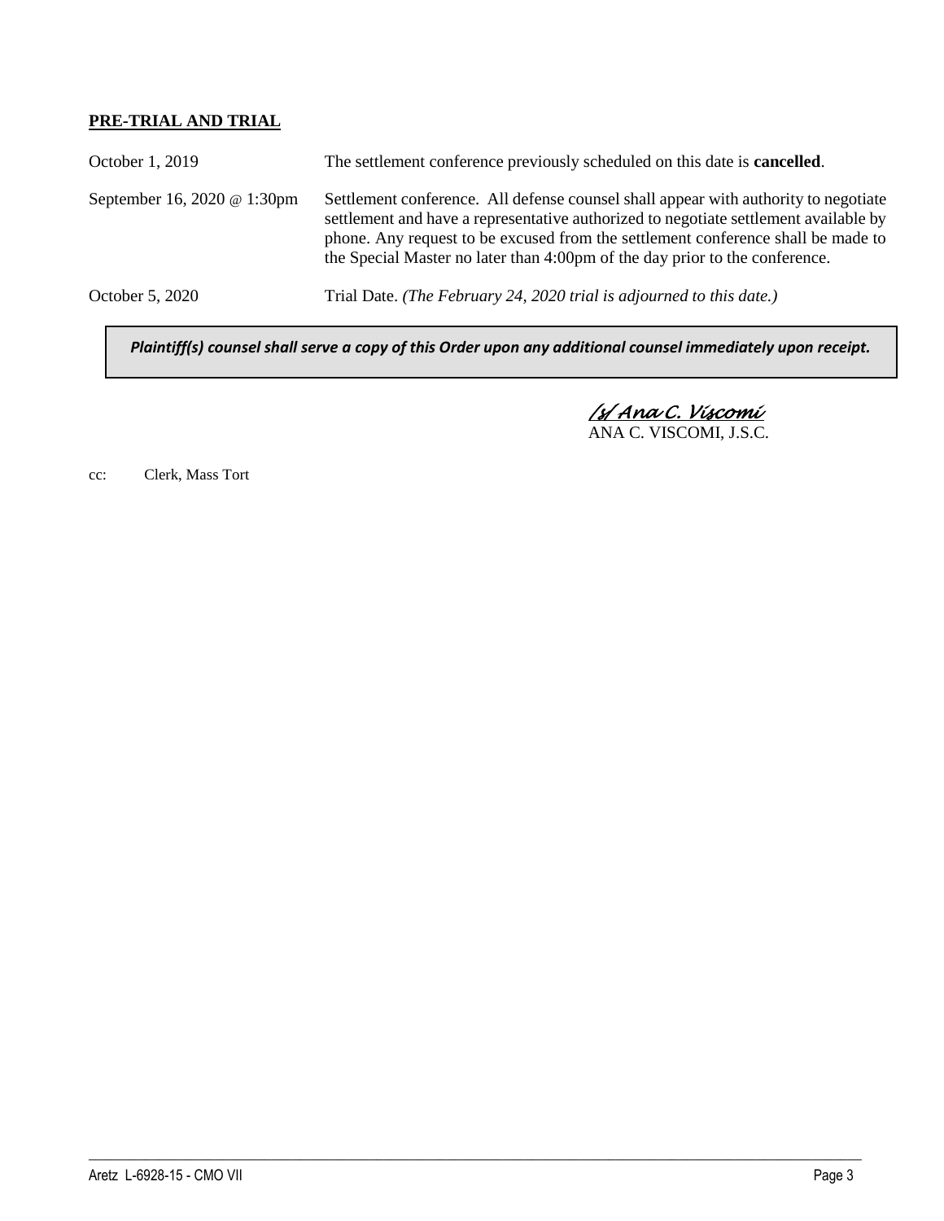**PRE-TRIAL AND TRIAL**

| | |
|---|---|
| October 1, 2019 | The settlement conference previously scheduled on this date is **cancelled**. |
| September 16, 2020 @ 1:30pm | Settlement conference. All defense counsel shall appear with authority to negotiate settlement and have a representative authorized to negotiate settlement available by phone. Any request to be excused from the settlement conference shall be made to the Special Master no later than 4:00pm of the day prior to the conference. |
| October 5, 2020 | Trial Date. *(The February 24, 2020 trial is adjourned to this date.)* |

***Plaintiff(s) counsel shall serve a copy of this Order upon any additional counsel immediately upon receipt.***

/s/ Ana C. Viscomi
ANA C. VISCOMI, J.S.C.

cc: Clerk, Mass Tort